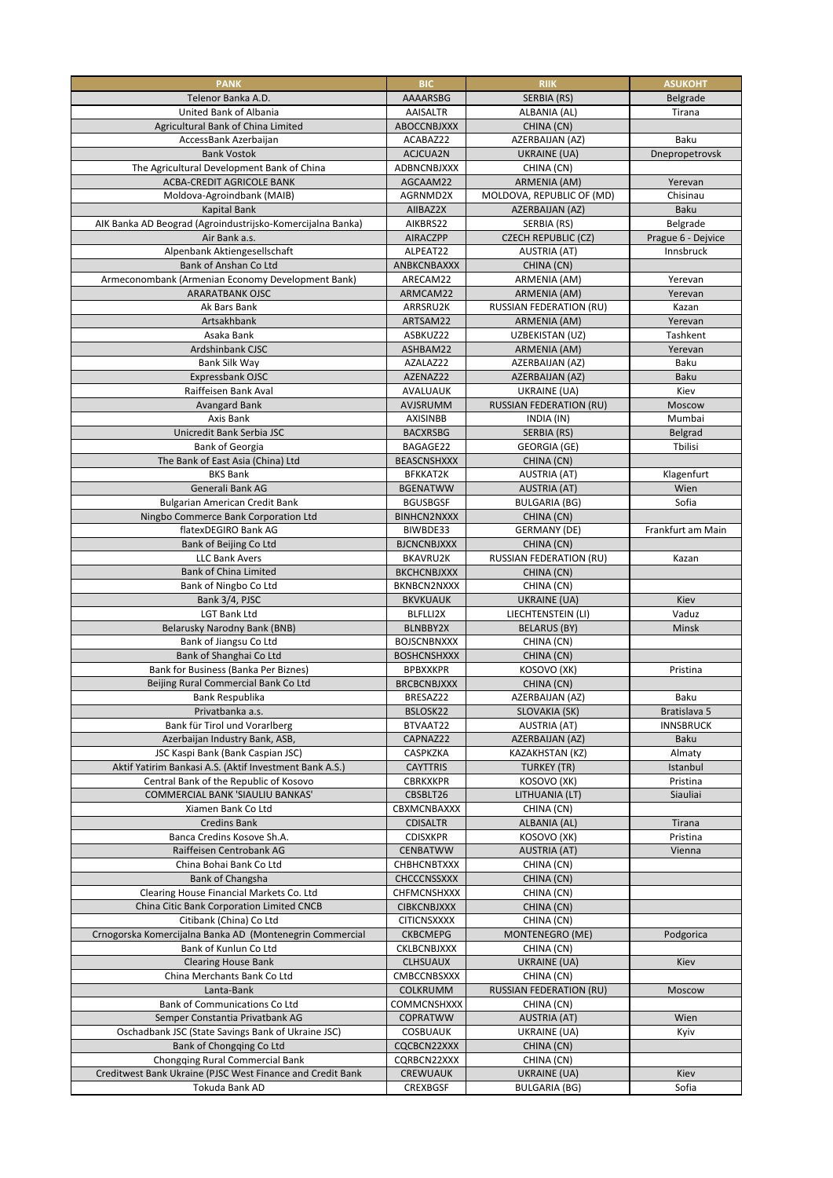| PANK | BIC | RIIK | ASUKOHT |
|---|---|---|---|
| Telenor Banka A.D. | AAAARSBG | SERBIA (RS) | Belgrade |
| United Bank of Albania | AAISALTR | ALBANIA (AL) | Tirana |
| Agricultural Bank of China Limited | ABOCCNBJXXX | CHINA (CN) | |
| AccessBank Azerbaijan | ACABAZ22 | AZERBAIJAN (AZ) | Baku |
| Bank Vostok | ACJCUA2N | UKRAINE (UA) | Dnepropetrovsk |
| The Agricultural Development Bank of China | ADBNCNBJXXX | CHINA (CN) | |
| ACBA-CREDIT AGRICOLE BANK | AGCAAM22 | ARMENIA (AM) | Yerevan |
| Moldova-Agroindbank (MAIB) | AGRNMD2X | MOLDOVA, REPUBLIC OF (MD) | Chisinau |
| Kapital Bank | AIIBAZ2X | AZERBAIJAN (AZ) | Baku |
| AIK Banka AD Beograd (Agroindustrijsko-Komercijalna Banka) | AIKBRS22 | SERBIA (RS) | Belgrade |
| Air Bank a.s. | AIRACZPP | CZECH REPUBLIC (CZ) | Prague 6 - Dejvice |
| Alpenbank Aktiengesellschaft | ALPEAT22 | AUSTRIA (AT) | Innsbruck |
| Bank of Anshan Co Ltd | ANBKCNBAXXX | CHINA (CN) | |
| Armeconombank (Armenian Economy Development Bank) | ARECAM22 | ARMENIA (AM) | Yerevan |
| ARARATBANK OJSC | ARMCAM22 | ARMENIA (AM) | Yerevan |
| Ak Bars Bank | ARRSRU2K | RUSSIAN FEDERATION (RU) | Kazan |
| Artsakhbank | ARTSAM22 | ARMENIA (AM) | Yerevan |
| Asaka Bank | ASBKUZ22 | UZBEKISTAN (UZ) | Tashkent |
| Ardshinbank CJSC | ASHBAM22 | ARMENIA (AM) | Yerevan |
| Bank Silk Way | AZALAZ22 | AZERBAIJAN (AZ) | Baku |
| Expressbank OJSC | AZENAZ22 | AZERBAIJAN (AZ) | Baku |
| Raiffeisen Bank Aval | AVALUAUK | UKRAINE (UA) | Kiev |
| Avangard Bank | AVJSRUMM | RUSSIAN FEDERATION (RU) | Moscow |
| Axis Bank | AXISINBB | INDIA (IN) | Mumbai |
| Unicredit Bank Serbia JSC | BACXRSBG | SERBIA (RS) | Belgrad |
| Bank of Georgia | BAGAGE22 | GEORGIA (GE) | Tbilisi |
| The Bank of East Asia (China) Ltd | BEASCNSHXXX | CHINA (CN) | |
| BKS Bank | BFKKAT2K | AUSTRIA (AT) | Klagenfurt |
| Generali Bank AG | BGENATWW | AUSTRIA (AT) | Wien |
| Bulgarian American Credit Bank | BGUSBGSF | BULGARIA (BG) | Sofia |
| Ningbo Commerce Bank Corporation Ltd | BINHCN2NXXX | CHINA (CN) | |
| flatexDEGIRO Bank AG | BIWBDE33 | GERMANY (DE) | Frankfurt am Main |
| Bank of Beijing Co Ltd | BJCNCNBJXXX | CHINA (CN) | |
| LLC Bank Avers | BKAVRU2K | RUSSIAN FEDERATION (RU) | Kazan |
| Bank of China Limited | BKCHCNBJXXX | CHINA (CN) | |
| Bank of Ningbo Co Ltd | BKNBCN2NXXX | CHINA (CN) | |
| Bank 3/4, PJSC | BKVKUAUK | UKRAINE (UA) | Kiev |
| LGT Bank Ltd | BLFLLI2X | LIECHTENSTEIN (LI) | Vaduz |
| Belarusky Narodny Bank (BNB) | BLNBBY2X | BELARUS (BY) | Minsk |
| Bank of Jiangsu Co Ltd | BOJSCNBNXXX | CHINA (CN) | |
| Bank of Shanghai Co Ltd | BOSHCNSHXXX | CHINA (CN) | |
| Bank for Business (Banka Per Biznes) | BPBXXKPR | KOSOVO (XK) | Pristina |
| Beijing Rural Commercial Bank Co Ltd | BRCBCNBJXXX | CHINA (CN) | |
| Bank Respublika | BRESAZ22 | AZERBAIJAN (AZ) | Baku |
| Privatbanka a.s. | BSLOSK22 | SLOVAKIA (SK) | Bratislava 5 |
| Bank für Tirol und Vorarlberg | BTVAAT22 | AUSTRIA (AT) | INNSBRUCK |
| Azerbaijan Industry Bank, ASB, | CAPNAZ22 | AZERBAIJAN (AZ) | Baku |
| JSC Kaspi Bank (Bank Caspian JSC) | CASPKZKA | KAZAKHSTAN (KZ) | Almaty |
| Aktif Yatirim Bankasi A.S. (Aktif Investment Bank A.S.) | CAYTTRIS | TURKEY (TR) | Istanbul |
| Central Bank of the Republic of Kosovo | CBRKXKPR | KOSOVO (XK) | Pristina |
| COMMERCIAL BANK 'SIAULIU BANKAS' | CBSBLT26 | LITHUANIA (LT) | Siauliai |
| Xiamen Bank Co Ltd | CBXMCNBAXXX | CHINA (CN) | |
| Credins Bank | CDISALTR | ALBANIA (AL) | Tirana |
| Banca Credins Kosove Sh.A. | CDISXKPR | KOSOVO (XK) | Pristina |
| Raiffeisen Centrobank AG | CENBATWW | AUSTRIA (AT) | Vienna |
| China Bohai Bank Co Ltd | CHBHCNBTXXX | CHINA (CN) | |
| Bank of Changsha | CHCCCNSSXXX | CHINA (CN) | |
| Clearing House Financial Markets Co. Ltd | CHFMCNSHXXX | CHINA (CN) | |
| China Citic Bank Corporation Limited CNCB | CIBKCNBJXXX | CHINA (CN) | |
| Citibank (China) Co Ltd | CITICNSXXXX | CHINA (CN) | |
| Crnogorska Komercijalna Banka AD (Montenegrin Commercial | CKBCMEPG | MONTENEGRO (ME) | Podgorica |
| Bank of Kunlun Co Ltd | CKLBCNBJXXX | CHINA (CN) | |
| Clearing House Bank | CLHSUAUX | UKRAINE (UA) | Kiev |
| China Merchants Bank Co Ltd | CMBCCNBSXXX | CHINA (CN) | |
| Lanta-Bank | COLKRUMM | RUSSIAN FEDERATION (RU) | Moscow |
| Bank of Communications Co Ltd | COMMCNSHXXX | CHINA (CN) | |
| Semper Constantia Privatbank AG | COPRATWW | AUSTRIA (AT) | Wien |
| Oschadbank JSC (State Savings Bank of Ukraine JSC) | COSBUAUK | UKRAINE (UA) | Kyiv |
| Bank of Chongqing Co Ltd | CQCBCN22XXX | CHINA (CN) | |
| Chongqing Rural Commercial Bank | CQRBCN22XXX | CHINA (CN) | |
| Creditwest Bank Ukraine (PJSC West Finance and Credit Bank | CREWUAUK | UKRAINE (UA) | Kiev |
| Tokuda Bank AD | CREXBGSF | BULGARIA (BG) | Sofia |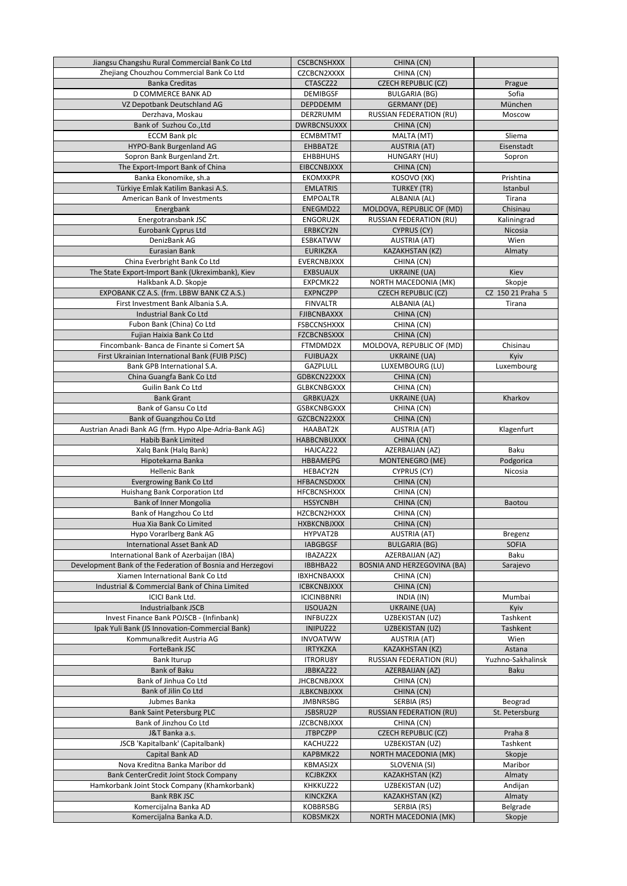| | | | |
|---|---|---|---|
| Jiangsu Changshu Rural Commercial Bank Co Ltd | CSCBCNSHXXX | CHINA (CN) | |
| Zhejiang Chouzhou Commercial Bank Co Ltd | CZCBCN2XXXX | CHINA (CN) | |
| Banka Creditas | CTASCZ22 | CZECH REPUBLIC (CZ) | Prague |
| D COMMERCE BANK AD | DEMIBGSF | BULGARIA (BG) | Sofia |
| VZ Depotbank Deutschland AG | DEPDDEMM | GERMANY (DE) | München |
| Derzhava, Moskau | DERZRUMM | RUSSIAN FEDERATION (RU) | Moscow |
| Bank of Suzhou Co.,Ltd | DWRBCNSUXXX | CHINA (CN) | |
| ECCM Bank plc | ECMBMTMT | MALTA (MT) | Sliema |
| HYPO-Bank Burgenland AG | EHBBAT2E | AUSTRIA (AT) | Eisenstadt |
| Sopron Bank Burgenland Zrt. | EHBBHUHS | HUNGARY (HU) | Sopron |
| The Export-Import Bank of China | EIBCCNBJXXX | CHINA (CN) | |
| Banka Ekonomike, sh.a | EKOMXKPR | KOSOVO (XK) | Prishtina |
| Türkiye Emlak Katilim Bankasi A.S. | EMLATRIS | TURKEY (TR) | Istanbul |
| American Bank of Investments | EMPOALTR | ALBANIA (AL) | Tirana |
| Energbank | ENEGMD22 | MOLDOVA, REPUBLIC OF (MD) | Chisinau |
| Energotransbank JSC | ENGORU2K | RUSSIAN FEDERATION (RU) | Kaliningrad |
| Eurobank Cyprus Ltd | ERBKCY2N | CYPRUS (CY) | Nicosia |
| DenizBank AG | ESBKATWW | AUSTRIA (AT) | Wien |
| Eurasian Bank | EURIKZKA | KAZAKHSTAN (KZ) | Almaty |
| China Everbright Bank Co Ltd | EVERCNBJXXX | CHINA (CN) | |
| The State Export-Import Bank (Ukreximbank), Kiev | EXBSUAUX | UKRAINE (UA) | Kiev |
| Halkbank A.D. Skopje | EXPCMK22 | NORTH MACEDONIA (MK) | Skopje |
| EXPOBANK CZ A.S. (frm. LBBW BANK CZ A.S.) | EXPNCZPP | CZECH REPUBLIC (CZ) | CZ 150 21 Praha 5 |
| First Investment Bank Albania S.A. | FINVALTR | ALBANIA (AL) | Tirana |
| Industrial Bank Co Ltd | FJIBCNBAXXX | CHINA (CN) | |
| Fubon Bank (China) Co Ltd | FSBCCNSHXXX | CHINA (CN) | |
| Fujian Haixia Bank Co Ltd | FZCBCNBSXXX | CHINA (CN) | |
| Fincombank- Banca de Finante si Comert SA | FTMDMD2X | MOLDOVA, REPUBLIC OF (MD) | Chisinau |
| First Ukrainian International Bank (FUIB PJSC) | FUIBUA2X | UKRAINE (UA) | Kyiv |
| Bank GPB International S.A. | GAZPLULL | LUXEMBOURG (LU) | Luxembourg |
| China Guangfa Bank Co Ltd | GDBKCN22XXX | CHINA (CN) | |
| Guilin Bank Co Ltd | GLBKCNBGXXX | CHINA (CN) | |
| Bank Grant | GRBKUA2X | UKRAINE (UA) | Kharkov |
| Bank of Gansu Co Ltd | GSBKCNBGXXX | CHINA (CN) | |
| Bank of Guangzhou Co Ltd | GZCBCN22XXX | CHINA (CN) | |
| Austrian Anadi Bank AG (frm. Hypo Alpe-Adria-Bank AG) | HAABAT2K | AUSTRIA (AT) | Klagenfurt |
| Habib Bank Limited | HABBCNBUXXX | CHINA (CN) | |
| Xalq Bank (Halq Bank) | HAJCAZ22 | AZERBAIJAN (AZ) | Baku |
| Hipotekarna Banka | HBBAMEPG | MONTENEGRO (ME) | Podgorica |
| Hellenic Bank | HEBACY2N | CYPRUS (CY) | Nicosia |
| Evergrowing Bank Co Ltd | HFBACNSDXXX | CHINA (CN) | |
| Huishang Bank Corporation Ltd | HFCBCNSHXXX | CHINA (CN) | |
| Bank of Inner Mongolia | HSSYCNBH | CHINA (CN) | Baotou |
| Bank of Hangzhou Co Ltd | HZCBCN2HXXX | CHINA (CN) | |
| Hua Xia Bank Co Limited | HXBKCNBJXXX | CHINA (CN) | |
| Hypo Vorarlberg Bank AG | HYPVAT2B | AUSTRIA (AT) | Bregenz |
| International Asset Bank AD | IABGBGSF | BULGARIA (BG) | SOFIA |
| International Bank of Azerbaijan (IBA) | IBAZAZ2X | AZERBAIJAN (AZ) | Baku |
| Development Bank of the Federation of Bosnia and Herzegovi | IBBHBA22 | BOSNIA AND HERZEGOVINA (BA) | Sarajevo |
| Xiamen International Bank Co Ltd | IBXHCNBAXXX | CHINA (CN) | |
| Industrial & Commercial Bank of China Limited | ICBKCNBJXXX | CHINA (CN) | |
| ICICI Bank Ltd. | ICICINBBNRI | INDIA (IN) | Mumbai |
| Industrialbank JSCB | IJSOUA2N | UKRAINE (UA) | Kyiv |
| Invest Finance Bank POJSCB - (Infinbank) | INFBUZ2X | UZBEKISTAN (UZ) | Tashkent |
| Ipak Yuli Bank (JS Innovation-Commercial Bank) | INIPUZ22 | UZBEKISTAN (UZ) | Tashkent |
| Kommunalkredit Austria AG | INVOATWW | AUSTRIA (AT) | Wien |
| ForteBank JSC | IRTYKZKA | KAZAKHSTAN (KZ) | Astana |
| Bank Iturup | ITRORU8Y | RUSSIAN FEDERATION (RU) | Yuzhno-Sakhalinsk |
| Bank of Baku | JBBKAZ22 | AZERBAIJAN (AZ) | Baku |
| Bank of Jinhua Co Ltd | JHCBCNBJXXX | CHINA (CN) | |
| Bank of Jilin Co Ltd | JLBKCNBJXXX | CHINA (CN) | |
| Jubmes Banka | JMBNRSBG | SERBIA (RS) | Beograd |
| Bank Saint Petersburg PLC | JSBSRU2P | RUSSIAN FEDERATION (RU) | St. Petersburg |
| Bank of Jinzhou Co Ltd | JZCBCNBJXXX | CHINA (CN) | |
| J&T Banka a.s. | JTBPCZPP | CZECH REPUBLIC (CZ) | Praha 8 |
| JSCB 'Kapitalbank' (Capitalbank) | KACHUZ22 | UZBEKISTAN (UZ) | Tashkent |
| Capital Bank AD | KAPBMK22 | NORTH MACEDONIA (MK) | Skopje |
| Nova Kreditna Banka Maribor dd | KBMASI2X | SLOVENIA (SI) | Maribor |
| Bank CenterCredit Joint Stock Company | KCJBKZKX | KAZAKHSTAN (KZ) | Almaty |
| Hamkorbank Joint Stock Company (Khamkorbank) | KHKKUZ22 | UZBEKISTAN (UZ) | Andijan |
| Bank RBK JSC | KINCKZKA | KAZAKHSTAN (KZ) | Almaty |
| Komercijalna Banka AD | KOBBRSBG | SERBIA (RS) | Belgrade |
| Komercijalna Banka A.D. | KOBSMK2X | NORTH MACEDONIA (MK) | Skopje |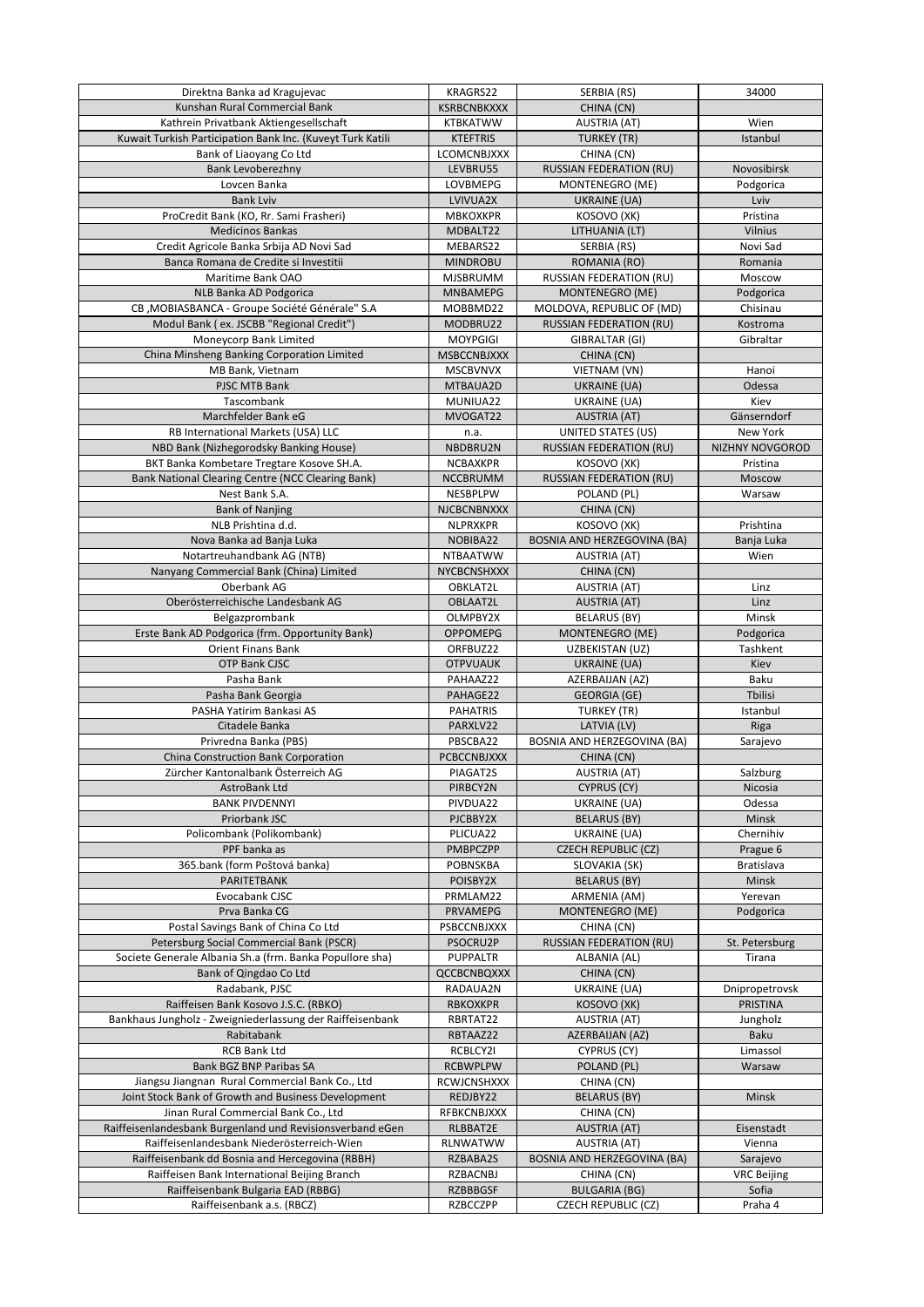| Direktna Banka ad Kragujevac | KRAGRS22 | SERBIA (RS) | 34000 |
|---|---|---|---|
| Kunshan Rural Commercial Bank | KSRBCNBKXXX | CHINA (CN) | |
| Kathrein Privatbank Aktiengesellschaft | KTBKATWW | AUSTRIA (AT) | Wien |
| Kuwait Turkish Participation Bank Inc. (Kuveyt Turk Katili | KTEFTRIS | TURKEY (TR) | Istanbul |
| Bank of Liaoyang Co Ltd | LCOMCNBJXXX | CHINA (CN) | |
| Bank Levoberezhny | LEVBRU55 | RUSSIAN FEDERATION (RU) | Novosibirsk |
| Lovcen Banka | LOVBMEPG | MONTENEGRO (ME) | Podgorica |
| Bank Lviv | LVIVUA2X | UKRAINE (UA) | Lviv |
| ProCredit Bank (KO, Rr. Sami Frasheri) | MBKOXKPR | KOSOVO (XK) | Pristina |
| Medicinos Bankas | MDBALT22 | LITHUANIA (LT) | Vilnius |
| Credit Agricole Banka Srbija AD Novi Sad | MEBARS22 | SERBIA (RS) | Novi Sad |
| Banca Romana de Credite si Investitii | MINDROBU | ROMANIA (RO) | Romania |
| Maritime Bank OAO | MJSBRUMM | RUSSIAN FEDERATION (RU) | Moscow |
| NLB Banka AD Podgorica | MNBAMEPG | MONTENEGRO (ME) | Podgorica |
| CB ,MOBIASBANCA - Groupe Société Générale" S.A | MOBBMD22 | MOLDOVA, REPUBLIC OF (MD) | Chisinau |
| Modul Bank ( ex. JSCBB "Regional Credit") | MODBRU22 | RUSSIAN FEDERATION (RU) | Kostroma |
| Moneycorp Bank Limited | MOYPGIGI | GIBRALTAR (GI) | Gibraltar |
| China Minsheng Banking Corporation Limited | MSBCCNBJXXX | CHINA (CN) | |
| MB Bank, Vietnam | MSCBVNVX | VIETNAM (VN) | Hanoi |
| PJSC MTB Bank | MTBAUA2D | UKRAINE (UA) | Odessa |
| Tascombank | MUNIUA22 | UKRAINE (UA) | Kiev |
| Marchfelder Bank eG | MVOGAT22 | AUSTRIA (AT) | Gänserndorf |
| RB International Markets (USA) LLC | n.a. | UNITED STATES (US) | New York |
| NBD Bank (Nizhegorodsky Banking House) | NBDBRU2N | RUSSIAN FEDERATION (RU) | NIZHNY NOVGOROD |
| BKT Banka Kombetare Tregtare Kosove SH.A. | NCBAXKPR | KOSOVO (XK) | Pristina |
| Bank National Clearing Centre (NCC Clearing Bank) | NCCBRUMM | RUSSIAN FEDERATION (RU) | Moscow |
| Nest Bank S.A. | NESBPLPW | POLAND (PL) | Warsaw |
| Bank of Nanjing | NJCBCNBNXXX | CHINA (CN) | |
| NLB Prishtina d.d. | NLPRXKPR | KOSOVO (XK) | Prishtina |
| Nova Banka ad Banja Luka | NOBIBA22 | BOSNIA AND HERZEGOVINA (BA) | Banja Luka |
| Notartreuhandbank AG (NTB) | NTBAATWW | AUSTRIA (AT) | Wien |
| Nanyang Commercial Bank (China) Limited | NYCBCNSHXXX | CHINA (CN) | |
| Oberbank AG | OBKLAT2L | AUSTRIA (AT) | Linz |
| Oberösterreichische Landesbank AG | OBLAAT2L | AUSTRIA (AT) | Linz |
| Belgazprombank | OLMPBY2X | BELARUS (BY) | Minsk |
| Erste Bank AD Podgorica (frm. Opportunity Bank) | OPPOMEPG | MONTENEGRO (ME) | Podgorica |
| Orient Finans Bank | ORFBUZ22 | UZBEKISTAN (UZ) | Tashkent |
| OTP Bank CJSC | OTPVUAUK | UKRAINE (UA) | Kiev |
| Pasha Bank | PAHAAZ22 | AZERBAIJAN (AZ) | Baku |
| Pasha Bank Georgia | PAHAGE22 | GEORGIA (GE) | Tbilisi |
| PASHA Yatirim Bankasi AS | PAHATRIS | TURKEY (TR) | Istanbul |
| Citadele Banka | PARXLV22 | LATVIA (LV) | Riga |
| Privredna Banka (PBS) | PBSCBA22 | BOSNIA AND HERZEGOVINA (BA) | Sarajevo |
| China Construction Bank Corporation | PCBCCNBJXXX | CHINA (CN) | |
| Zürcher Kantonalbank Österreich AG | PIAGAT2S | AUSTRIA (AT) | Salzburg |
| AstroBank Ltd | PIRBCY2N | CYPRUS (CY) | Nicosia |
| BANK PIVDENNYI | PIVDUA22 | UKRAINE (UA) | Odessa |
| Priorbank JSC | PJCBBY2X | BELARUS (BY) | Minsk |
| Policombank (Polikombank) | PLICUA22 | UKRAINE (UA) | Chernihiv |
| PPF banka as | PMBPCZPP | CZECH REPUBLIC (CZ) | Prague 6 |
| 365.bank (form Poštová banka) | POBNSKBA | SLOVAKIA (SK) | Bratislava |
| PARITETBANK | POISBY2X | BELARUS (BY) | Minsk |
| Evocabank CJSC | PRMLAM22 | ARMENIA (AM) | Yerevan |
| Prva Banka CG | PRVAMEPG | MONTENEGRO (ME) | Podgorica |
| Postal Savings Bank of China Co Ltd | PSBCCNBJXXX | CHINA (CN) | |
| Petersburg Social Commercial Bank (PSCR) | PSOCRU2P | RUSSIAN FEDERATION (RU) | St. Petersburg |
| Societe Generale Albania Sh.a (frm. Banka Popullore sha) | PUPPALTR | ALBANIA (AL) | Tirana |
| Bank of Qingdao Co Ltd | QCCBCNBQXXX | CHINA (CN) | |
| Radabank, PJSC | RADAUA2N | UKRAINE (UA) | Dnipropetrovsk |
| Raiffeisen Bank Kosovo J.S.C. (RBKO) | RBKOXKPR | KOSOVO (XK) | PRISTINA |
| Bankhaus Jungholz - Zweigniederlassung der Raiffeisenbank | RBRTAT22 | AUSTRIA (AT) | Jungholz |
| Rabitabank | RBTAAZ22 | AZERBAIJAN (AZ) | Baku |
| RCB Bank Ltd | RCBLCY2I | CYPRUS (CY) | Limassol |
| Bank BGZ BNP Paribas SA | RCBWPLPW | POLAND (PL) | Warsaw |
| Jiangsu Jiangnan Rural Commercial Bank Co., Ltd | RCWJCNSHXXX | CHINA (CN) | |
| Joint Stock Bank of Growth and Business Development | REDJBY22 | BELARUS (BY) | Minsk |
| Jinan Rural Commercial Bank Co., Ltd | RFBKCNBJXXX | CHINA (CN) | |
| Raiffeisenlandesbank Burgenland und Revisionsverband eGen | RLBBAT2E | AUSTRIA (AT) | Eisenstadt |
| Raiffeisenlandesbank Niederösterreich-Wien | RLNWATWW | AUSTRIA (AT) | Vienna |
| Raiffeisenbank dd Bosnia and Hercegovina (RBBH) | RZBABA2S | BOSNIA AND HERZEGOVINA (BA) | Sarajevo |
| Raiffeisen Bank International Beijing Branch | RZBACNBJ | CHINA (CN) | VRC Beijing |
| Raiffeisenbank Bulgaria EAD (RBBG) | RZBBBGSF | BULGARIA (BG) | Sofia |
| Raiffeisenbank a.s. (RBCZ) | RZBCCZPP | CZECH REPUBLIC (CZ) | Praha 4 |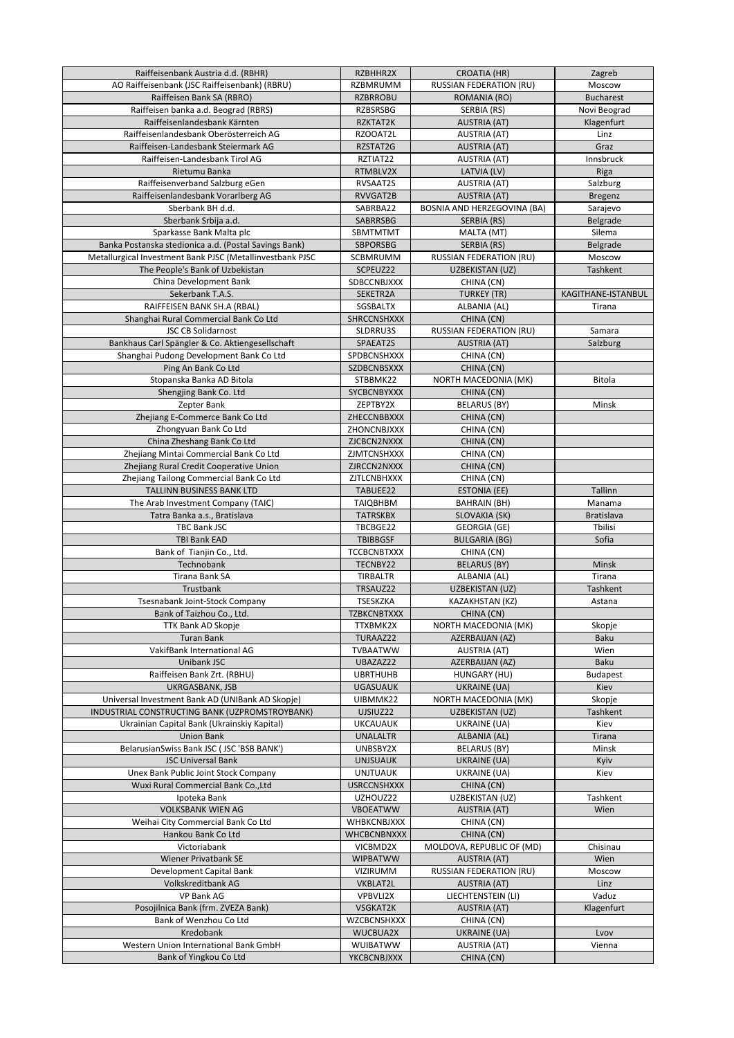| Raiffeisenbank Austria d.d. (RBHR) | RZBHHR2X | CROATIA (HR) | Zagreb |
|---|---|---|---|
| AO Raiffeisenbank (JSC Raiffeisenbank) (RBRU) | RZBMRUMM | RUSSIAN FEDERATION (RU) | Moscow |
| Raiffeisen Bank SA (RBRO) | RZBRROBU | ROMANIA (RO) | Bucharest |
| Raiffeisen banka a.d. Beograd (RBRS) | RZBSRSBG | SERBIA (RS) | Novi Beograd |
| Raiffeisenlandesbank Kärnten | RZKTAT2K | AUSTRIA (AT) | Klagenfurt |
| Raiffeisenlandesbank Oberösterreich AG | RZOOAT2L | AUSTRIA (AT) | Linz |
| Raiffeisen-Landesbank Steiermark AG | RZSTAT2G | AUSTRIA (AT) | Graz |
| Raiffeisen-Landesbank Tirol AG | RZTIAT22 | AUSTRIA (AT) | Innsbruck |
| Rietumu Banka | RTMBLV2X | LATVIA (LV) | Riga |
| Raiffeisenverband Salzburg eGen | RVSAAT2S | AUSTRIA (AT) | Salzburg |
| Raiffeisenlandesbank Vorarlberg AG | RVVGAT2B | AUSTRIA (AT) | Bregenz |
| Sberbank BH d.d. | SABRBA22 | BOSNIA AND HERZEGOVINA (BA) | Sarajevo |
| Sberbank Srbija a.d. | SABRRSBG | SERBIA (RS) | Belgrade |
| Sparkasse Bank Malta plc | SBMTMTMT | MALTA (MT) | Silema |
| Banka Postanska stedionica a.d. (Postal Savings Bank) | SBPORSBG | SERBIA (RS) | Belgrade |
| Metallurgical Investment Bank PJSC (Metallinvestbank PJSC | SCBMRUMM | RUSSIAN FEDERATION (RU) | Moscow |
| The People's Bank of Uzbekistan | SCPEUZ22 | UZBEKISTAN (UZ) | Tashkent |
| China Development Bank | SDBCCNBJXXX | CHINA (CN) | |
| Sekerbank T.A.S. | SEKETR2A | TURKEY (TR) | KAGITHANE-ISTANBUL |
| RAIFFEISEN BANK SH.A (RBAL) | SGSBALTX | ALBANIA (AL) | Tirana |
| Shanghai Rural Commercial Bank Co Ltd | SHRCCNSHXXX | CHINA (CN) | |
| JSC CB Solidarnost | SLDRRU3S | RUSSIAN FEDERATION (RU) | Samara |
| Bankhaus Carl Spängler & Co. Aktiengesellschaft | SPAEAT2S | AUSTRIA (AT) | Salzburg |
| Shanghai Pudong Development Bank Co Ltd | SPDBCNSHXXX | CHINA (CN) | |
| Ping An Bank Co Ltd | SZDBCNBSXXX | CHINA (CN) | |
| Stopanska Banka AD Bitola | STBBMK22 | NORTH MACEDONIA (MK) | Bitola |
| Shengjing Bank Co. Ltd | SYCBCNBYXXX | CHINA (CN) | |
| Zepter Bank | ZEPTBY2X | BELARUS (BY) | Minsk |
| Zhejiang E-Commerce Bank Co Ltd | ZHECCNBBXXX | CHINA (CN) | |
| Zhongyuan Bank Co Ltd | ZHONCNBJXXX | CHINA (CN) | |
| China Zheshang Bank Co Ltd | ZJCBCN2NXXX | CHINA (CN) | |
| Zhejiang Mintai Commercial Bank Co Ltd | ZJMTCNSHXXX | CHINA (CN) | |
| Zhejiang Rural Credit Cooperative Union | ZJRCCN2NXXX | CHINA (CN) | |
| Zhejiang Tailong Commercial Bank Co Ltd | ZJTLCNBHXXX | CHINA (CN) | |
| TALLINN BUSINESS BANK LTD | TABUEE22 | ESTONIA (EE) | Tallinn |
| The Arab Investment Company (TAIC) | TAIQBHBM | BAHRAIN (BH) | Manama |
| Tatra Banka a.s., Bratislava | TATRSKBX | SLOVAKIA (SK) | Bratislava |
| TBC Bank JSC | TBCBGE22 | GEORGIA (GE) | Tbilisi |
| TBI Bank EAD | TBIBBGSF | BULGARIA (BG) | Sofia |
| Bank of Tianjin Co., Ltd. | TCCBCNBTXXX | CHINA (CN) | |
| Technobank | TECNBY22 | BELARUS (BY) | Minsk |
| Tirana Bank SA | TIRBALTR | ALBANIA (AL) | Tirana |
| Trustbank | TRSAUZ22 | UZBEKISTAN (UZ) | Tashkent |
| Tsesnabank Joint-Stock Company | TSESKZKA | KAZAKHSTAN (KZ) | Astana |
| Bank of Taizhou Co., Ltd. | TZBKCNBTXXX | CHINA (CN) | |
| TTK Bank AD Skopje | TTXBMK2X | NORTH MACEDONIA (MK) | Skopje |
| Turan Bank | TURAAZ22 | AZERBAIJAN (AZ) | Baku |
| VakifBank International AG | TVBAATWW | AUSTRIA (AT) | Wien |
| Unibank JSC | UBAZAZ22 | AZERBAIJAN (AZ) | Baku |
| Raiffeisen Bank Zrt. (RBHU) | UBRTHUHB | HUNGARY (HU) | Budapest |
| UKRGASBANK, JSB | UGASUAUK | UKRAINE (UA) | Kiev |
| Universal Investment Bank AD (UNIBank AD Skopje) | UIBMMK22 | NORTH MACEDONIA (MK) | Skopje |
| INDUSTRIAL CONSTRUCTING BANK (UZPROMSTROYBANK) | UJSIUZ22 | UZBEKISTAN (UZ) | Tashkent |
| Ukrainian Capital Bank (Ukrainskiy Kapital) | UKCAUAUK | UKRAINE (UA) | Kiev |
| Union Bank | UNALALTR | ALBANIA (AL) | Tirana |
| BelarusianSwiss Bank JSC ( JSC 'BSB BANK') | UNBSBY2X | BELARUS (BY) | Minsk |
| JSC Universal Bank | UNJSUAUK | UKRAINE (UA) | Kyiv |
| Unex Bank Public Joint Stock Company | UNJTUAUK | UKRAINE (UA) | Kiev |
| Wuxi Rural Commercial Bank Co.,Ltd | USRCCNSHXXX | CHINA (CN) | |
| Ipoteka Bank | UZHOUZ22 | UZBEKISTAN (UZ) | Tashkent |
| VOLKSBANK WIEN AG | VBOEATWW | AUSTRIA (AT) | Wien |
| Weihai City Commercial Bank Co Ltd | WHBKCNBJXXX | CHINA (CN) | |
| Hankou Bank Co Ltd | WHCBCNBNXXX | CHINA (CN) | |
| Victoriabank | VICBMD2X | MOLDOVA, REPUBLIC OF (MD) | Chisinau |
| Wiener Privatbank SE | WIPBATWW | AUSTRIA (AT) | Wien |
| Development Capital Bank | VIZIRUMM | RUSSIAN FEDERATION (RU) | Moscow |
| Volkskreditbank AG | VKBLAT2L | AUSTRIA (AT) | Linz |
| VP Bank AG | VPBVLI2X | LIECHTENSTEIN (LI) | Vaduz |
| Posojilnica Bank (frm. ZVEZA Bank) | VSGKAT2K | AUSTRIA (AT) | Klagenfurt |
| Bank of Wenzhou Co Ltd | WZCBCNSHXXX | CHINA (CN) | |
| Kredobank | WUCBUA2X | UKRAINE (UA) | Lvov |
| Western Union International Bank GmbH | WUIBATWW | AUSTRIA (AT) | Vienna |
| Bank of Yingkou Co Ltd | YKCBCNBJXXX | CHINA (CN) | |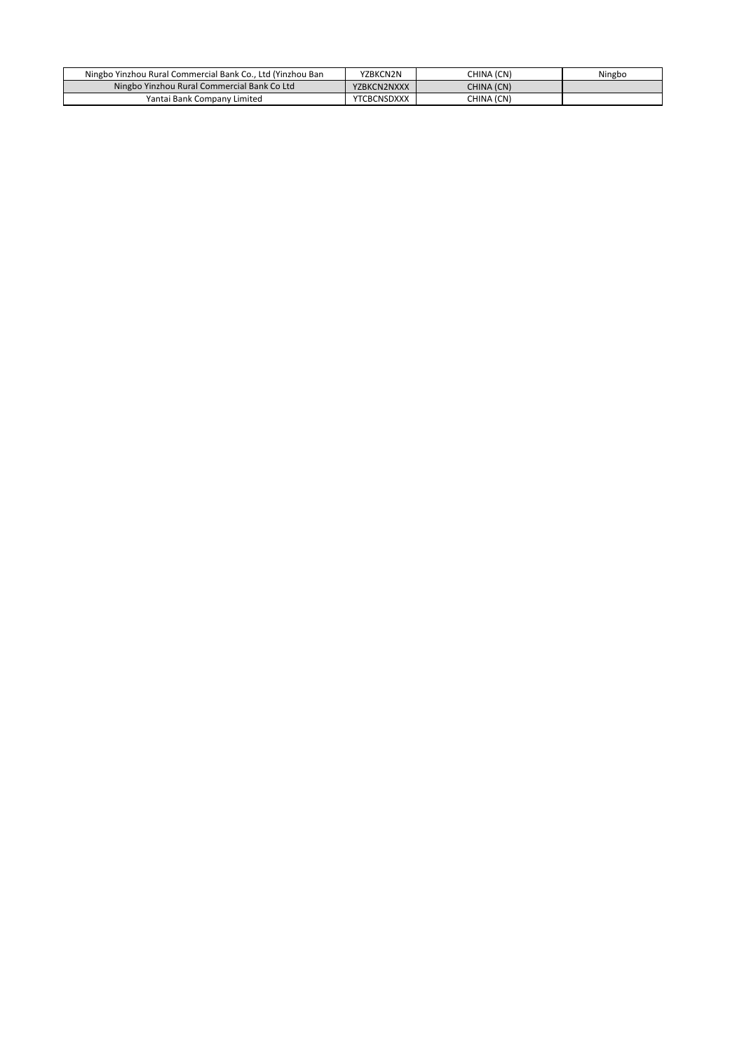| | | | |
|---|---|---|---|
| Ningbo Yinzhou Rural Commercial Bank Co., Ltd (Yinzhou Ban | YZBKCN2N | CHINA (CN) | Ningbo |
| Ningbo Yinzhou Rural Commercial Bank Co Ltd | YZBKCN2NXXX | CHINA (CN) | |
| Yantai Bank Company Limited | YTCBCNSDXXX | CHINA (CN) | |